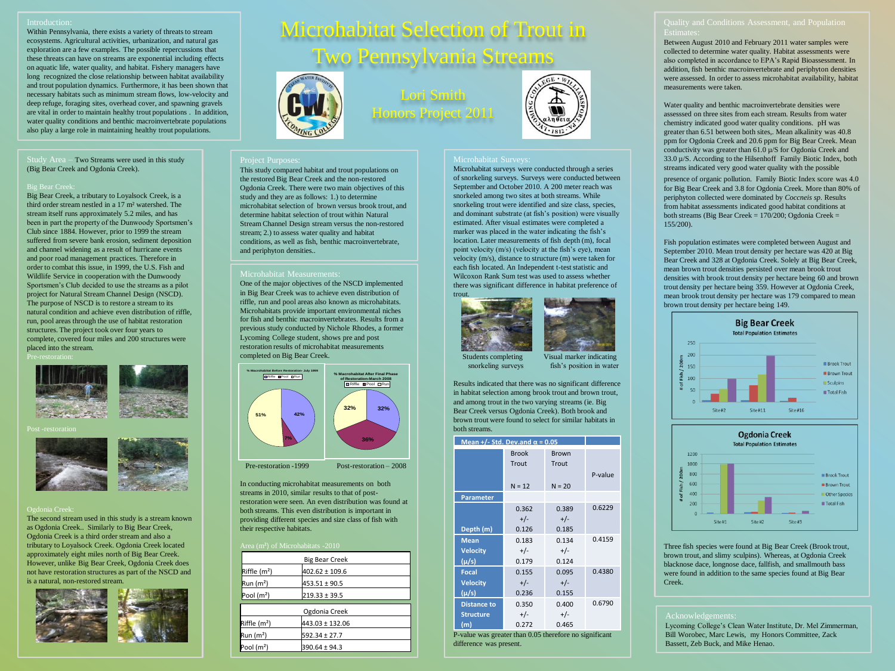# Microhabitat Selection of Trout in Two Pennsylvania Streams

Lori Smith

Honors Project 2011

## Introduction:

Within Pennsylvania, there exists a variety of threats to stream ecosystems. Agricultural activities, urbanization, and natural gas exploration are a few examples. The possible repercussions that these threats can have on streams are exponential including effects on aquatic life, water quality, and habitat. Fishery managers have long recognized the close relationship between habitat availability and trout population dynamics. Furthermore, it has been shown that necessary habitats such as minimum stream flows, low-velocity and deep refuge, foraging sites, overhead cover, and spawning gravels are vital in order to maintain healthy trout populations . In addition, water quality conditions and benthic macroinvertebrate populations also play a large role in maintaining healthy trout populations.

## Study Area – Two Streams were used in this study (Big Bear Creek and Ogdonia Creek).

### Big Bear Creek:

Big Bear Creek, a tributary to Loyalsock Creek, is a third order stream nestled in a 17 m² watershed. The stream itself runs approximately 5.2 miles, and has been in part the property of the Dunwoody Sportsmen's Club since 1884. However, prior to 1999 the stream suffered from severe bank erosion, sediment deposition and channel widening as a result of hurricane events and poor road management practices. Therefore in order to combat this issue, in 1999, the U.S. Fish and Wildlife Service in cooperation with the Dunwoody Sportsmen's Club decided to use the streams as a pilot project for Natural Stream Channel Design (NSCD). The purpose of NSCD is to restore a stream to its natural condition and achieve even distribution of riffle, run, pool areas through the use of habitat restoration structures. The project took over four years to complete, covered four miles and 200 structures were placed into the stream.

Pre-restoration:

Post -restoration

### Ogdonia Creek:

The second stream used in this study is a stream known as Ogdonia Creek.. Similarly to Big Bear Creek, Ogdonia Creek is a third order stream and also a tributary to Loyalsock Creek. Ogdonia Creek located approximately eight miles north of Big Bear Creek. However, unlike Big Bear Creek, Ogdonia Creek does not have restoration structures as part of the NSCD and is a natural, non-restored stream.

## Project Purposes:

This study compared habitat and trout populations on the restored Big Bear Creek and the non-restored Ogdonia Creek. There were two main objectives of this study and they are as follows: 1.) to determine microhabitat selection of brown versus brook trout, and determine habitat selection of trout within Natural Stream Channel Design stream versus the non-restored stream; 2.) to assess water quality and habitat conditions, as well as fish, benthic macroinvertebrate, and periphyton densities..

## Microhabitat Measurements:

One of the major objectives of the NSCD implemented in Big Bear Creek was to achieve even distribution of riffle, run and pool areas also known as microhabitats. Microhabitats provide important environmental niches for fish and benthic macroinvertebrates. Results from a previous study conducted by Nichole Rhodes, a former Lycoming College student, shows pre and post restoration results of microhabitat measurements completed on Big Bear Creek.

% Macrohabitat Before Restoration- July 1999 (Riffle, Pool, Run): 51%, 7%, 42%

% Macrohabitat After Final Phase of Restoration-March 2008 (Riffle, Pool, Run): 32%, 36%, 32%

Pre-restoration -1999 Post-restoration – 2008

In conducting microhabitat measurements on both streams in 2010, similar results to that of post-restoration were seen. An even distribution was found at both streams. This even distribution is important in providing different species and size class of fish with their respective habitats.

### Area (m²) of Microhabitats -2010

| Big Bear Creek | |
|---|---|
| Riffle (m²) | 402.62 ± 109.6 |
| Run (m²) | 453.51 ± 90.5 |
| Pool (m²) | 219.33 ± 39.5 |

| Ogdonia Creek | |
|---|---|
| Riffle (m²) | 443.03 ± 132.06 |
| Run (m²) | 592.34 ± 27.7 |
| Pool (m²) | 390.64 ± 94.3 |

## Microhabitat Surveys:

Microhabitat surveys were conducted through a series of snorkeling surveys. Surveys were conducted between September and October 2010. A 200 meter reach was snorkeled among two sites at both streams. While snorkeling trout were identified and size class, species, and dominant substrate (at fish's position) were visually estimated. After visual estimates were completed a marker was placed in the water indicating the fish's location. Later measurements of fish depth (m), focal point velocity (m/s) (velocity at the fish's eye), mean velocity (m/s), distance to structure (m) were taken for each fish located. An Independent t-test statistic and Wilcoxon Rank Sum test was used to assess whether there was significant difference in habitat preference of trout.

Students completing snorkeling surveys

Visual marker indicating fish's position in water

Results indicated that there was no significant difference in habitat selection among brook trout and brown trout, and among trout in the two varying streams (ie. Big Bear Creek versus Ogdonia Creek). Both brook and brown trout were found to select for similar habitats in both streams.

| Mean +/- Std. Dev.and α = 0.05 | | | |
|---|---|---|---|
| | Brook Trout N = 12 | Brown Trout N = 20 | P-value |
| Parameter | | | |
| Depth (m) | 0.362 +/- 0.126 | 0.389 +/- 0.185 | 0.6229 |
| Mean Velocity (µ/s) | 0.183 +/- 0.179 | 0.134 +/- 0.124 | 0.4159 |
| Focal Velocity (µ/s) | 0.155 +/- 0.236 | 0.095 +/- 0.155 | 0.4380 |
| Distance to Structure (m) | 0.350 +/- 0.272 | 0.400 +/- 0.465 | 0.6790 |

P-value was greater than 0.05 therefore no significant difference was present.

## Quality and Conditions Assessment, and Population Estimates:

Between August 2010 and February 2011 water samples were collected to determine water quality. Habitat assessments were also completed in accordance to EPA's Rapid Bioassessment. In addition, fish benthic macroinvertebrate and periphyton densities were assessed. In order to assess microhabitat availability, habitat measurements were taken.

Water quality and benthic macroinvertebrate densities were assesssed on three sites from each stream. Results from water chemistry indicated good water quality conditions. pH was greater than 6.51 between both sites,. Mean alkalinity was 40.8 ppm for Ogdonia Creek and 20.6 ppm for Big Bear Creek. Mean conductivity was greater than 61.0 µ/S for Ogdonia Creek and 33.0 µ/S. According to the Hilsenhoff Family Biotic Index, both streams indicated very good water quality with the possible presence of organic pollution. Family Biotic Index score was 4.0 for Big Bear Creek and 3.8 for Ogdonia Creek. More than 80% of periphyton collected were dominated by *Coccneis sp.* Results from habitat assessments indicated good habitat conditions at both streams (Big Bear Creek = 170/200; Ogdonia Creek = 155/200).

Fish population estimates were completed between August and September 2010. Mean trout density per hectare was 420 at Big Bear Creek and 328 at Ogdonia Creek. Solely at Big Bear Creek, mean brown trout densities persisted over mean brook trout densities with brook trout density per hectare being 60 and brown trout density per hectare being 359. However at Ogdonia Creek, mean brook trout density per hectare was 179 compared to mean brown trout density per hectare being 149.

**Big Bear Creek** Total Population Estimates (# of Fish / 200m; Brook Trout, Brown Trout, Sculpins, Total Fish; Site#2, Site#11, Site#16)

**Ogdonia Creek** Total Population Estimates (# of Fish / 200m; Brook Trout, Brown Trout, Other Species, Total Fish; Site#1, Site#2, Site#3)

Three fish species were found at Big Bear Creek (Brook trout, brown trout, and slimy sculpins). Whereas, at Ogdonia Creek blacknose dace, longnose dace, fallfish, and smallmouth bass were found in addition to the same species found at Big Bear Creek.

## Acknowledgements:

Lycoming College's Clean Water Institute, Dr. Mel Zimmerman, Bill Worobec, Marc Lewis, my Honors Committee, Zack Bassett, Zeb Buck, and Mike Henao.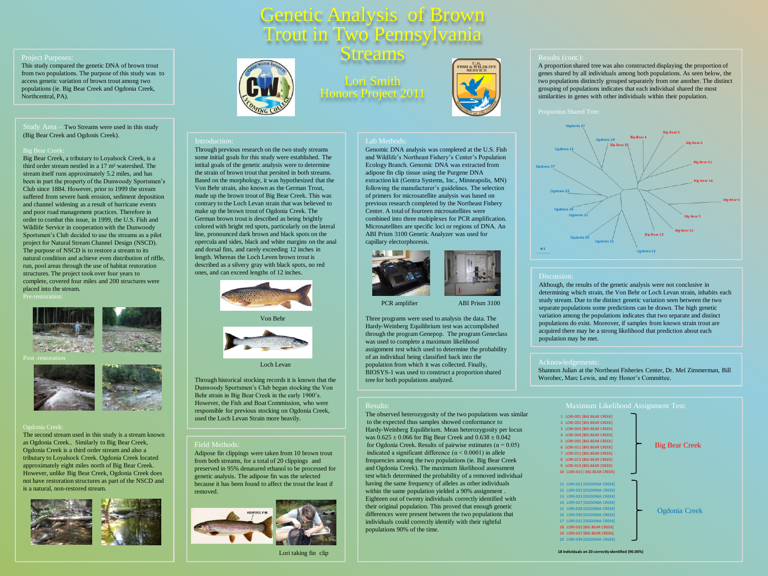# Genetic Analysis of Brown Trout in Two Pennsylvania Streams

Lori Smith
Honors Project 2011

## Project Purposes:

This study compared the genetic DNA of brown trout from two populations. The purpose of this study was to access genetic variation of brown trout among two populations (ie. Big Bear Creek and Ogdonia Creek, Northcentral, PA).

## Study Area – Two Streams were used in this study (Big Bear Creek and Ogdonis Creek).

### Big Bear Creek:

Big Bear Creek, a tributary to Loyalsock Creek, is a third order stream nestled in a 17 m² watershed. The stream itself runs approximately 5.2 miles, and has been in part the property of the Dunwoody Sportsmen's Club since 1884. However, prior to 1999 the stream suffered from severe bank erosion, sediment deposition and channel widening as a result of hurricane events and poor road management practices. Therefore in order to combat this issue, in 1999, the U.S. Fish and Wildlife Service in cooperation with the Dunwoody Sportsmen's Club decided to use the streams as a pilot project for Natural Stream Channel Design (NSCD). The purpose of NSCD is to restore a stream to its natural condition and achieve even distribution of riffle, run, pool areas through the use of habitat restoration structures. The project took over four years to complete, covered four miles and 200 structures were placed into the stream.

Pre-restoration:

Post -restoration

### Ogdonia Creek:

The second stream used in this study is a stream known as Ogdonia Creek.. Similarly to Big Bear Creek, Ogdonia Creek is a third order stream and also a tributary to Loyalsock Creek. Ogdonia Creek located approximately eight miles north of Big Bear Creek. However, unlike Big Bear Creek, Ogdonia Creek does not have restoration structures as part of the NSCD and is a natural, non-restored stream.

## Introduction:

Through previous research on the two study streams some initial goals for this study were established. The intital goals of the genetic analysis were to determine the strain of brown trout that persited in both streams. Based on the morphology, it was hypothesized that the Von Behr strain, also known as the German Trout, made up the brown trout of Big Bear Creek. This was contrary to the Loch Levan strain that was believed to make up the brown trout of Ogdonia Creek. The German brown trout is described as being brightly colored with bright red spots, particularly on the lateral line, pronounced dark brown and black spots on the opercula and sides, black and white margins on the anal and dorsal fins, and rarely exceeding 12 inches in length. Whereas the Loch Leven brown trout is described as a silvery gray with black spots, no red ones, and can exceed lengths of 12 inches.

Von Behr

Loch Levan

Through historical stocking records it is known that the Dunwoody Sportsmen's Club began stocking the Von Behr strain in Big Bear Creek in the early 1900's. However, the Fish and Boat Commission, who were responsible for previous stocking on Ogdonia Creek, used the Loch Levan Strain more heavily.

## Field Methods:

Adipose fin clippings were taken from 10 brown trout from both streams, for a total of 20 clippings and preserved in 95% denatured ethanol to be processed for genetic analysis. The adipose fin was the selected because it has been found to affect the trout the least if removed.

ADIPOSE FIN

Lori taking fin clip

## Lab Methods:

Genomic DNA analysis was completed at the U.S. Fish and Wildlife's Northeast Fishery's Center's Population Ecology Branch. Genomic DNA was extracted from adipose fin clip tissue using the Purgene DNA extraction kit (Gentra Systems, Inc., Minneapolis, MN) following the manufacturer's guidelines. The selection of primers for microsatellite analysis was based on previous research completed by the Northeast Fishery Center. A total of fourteen microsatellites were combined into three multiplexes for PCR amplification. Microsatellites are specific loci or regions of DNA. An ABI Prism 3100 Genetic Analyzer was used for capillary electrophoresis.

PCR amplifier

ABI Prism 3100

Three programs were used to analysis the data. The Hardy-Weinberg Equilibrium test was accomplished through the program Genepop. The program Geneclass was used to complete a maximum likelihood assignment test which used to determine the probability of an individual being classified back into the population from which it was collected. Finally, BIOSYS-1 was used to construct a proportion shared tree for both populations analyzed.

## Results:

The observed heterozygosity of the two populations was similar to the expected thus samples showed conformance to Hardy-Weinberg Equilibrium. Mean heterozygosity per locus was $0.625 \pm 0.066$ for Big Bear Creek and $0.638 \pm 0.042$ for Ogdonia Creek. Results of pairwise estimates ($\alpha = 0.05$) indicated a significant difference ($\alpha < 0.0001$) in allele frequencies among the two populations (ie. Big Bear Creek and Ogdonia Creek). The maximum likelihood assessment test which determined the probability of a removed individual having the same frequency of alleles as other individuals within the same population yielded a 90% assignment . Eighteen out of twenty individuals correctly identified with their original population. This proved that enough genetic differences were present between the two populations that individuals could correctly identify with their rightful populations 90% of the time.

### Maximum Likelihood Assignment Test:

1 LORI-001 [BIG BEAR CREEK]
2 LORI-002 [BIG BEAR CREEK]
3 LORI-003 [BIG BEAR CREEK]
4 LORI-004 [BIG BEAR CREEK]
5 LORI-005 [BIG BEAR CREEK]
6 LORI-011 [BIG BEAR CREEK]
7 LORI-012 [BIG BEAR CREEK]
8 LORI-013 [BIG BEAR CREEK]
9 LORI-014 [BIG BEAR CREEK]
10 LORI-015 [ BIG BEAR CREEK]

Big Bear Creek

11 LORI-021 [OGDONIA CREEK]
12 LORI-022 [OGDONIA CREEK]
13 LORI-023 [OGDONIA CREEK]
14 LORI-027 [OGDONIA CREEK]
15 LORI-028 [OGDONIA CREEK]
16 LORI-030 [OGDONIA CREEK]
17 LORI-031 [OGDONIA CREEK]
18 LORI-032 [BIG BEAR CREEK]
19 LORI-037 [BIG BEAR CREEK]
20 LORI-039 [OGDONIA CREEK]

Ogdonia Creek

**18 individuals on 20 correctly identified (90.00%)**

## Results (cont.):

A proportion shared tree was also constructed displaying the proportion of genes shared by all individuals among both populations. As seen below, the two populations distinctly grouped separately from one another. The distinct grouping of populations indicates that each individual shared the most similarities in genes with other individuals within their population.

Proportion Shared Tree:

Ogdonia 27
Ogdonia 39
Big Bear 1
Big Bear 3
Big Bear 15
Big Bear 2
Ogdonia 31
Big Bear 11
Ogdonia 37
Big Bear 14
Ogdonia 23
Big Bear 4
Ogdonia 30
Ogdonia 22
Big Bear 5
Big Bear 12
Big Bear 13
Ogdonia 28
Ogdonia 21
Ogdonia 32
0.1

## Discussion:

Although, the results of the genetic analysis were not conclusive in determining which strain, the Von Behr or Loch Levan strain, inhabits each study stream. Due to the distinct genetic variation seen between the two separate populations some predictions can be drawn. The high genetic variation among the populations indicates that two separate and distinct populations do exist. Moreover, if samples from known strain trout are acquired there may be a strong likelihood that prediction about each population may be met.

## Acknowledgements:

Shannon Julian at the Northeast Fisheries Center, Dr. Mel Zimmerman, Bill Worobec, Marc Lewis, and my Honor's Committee.